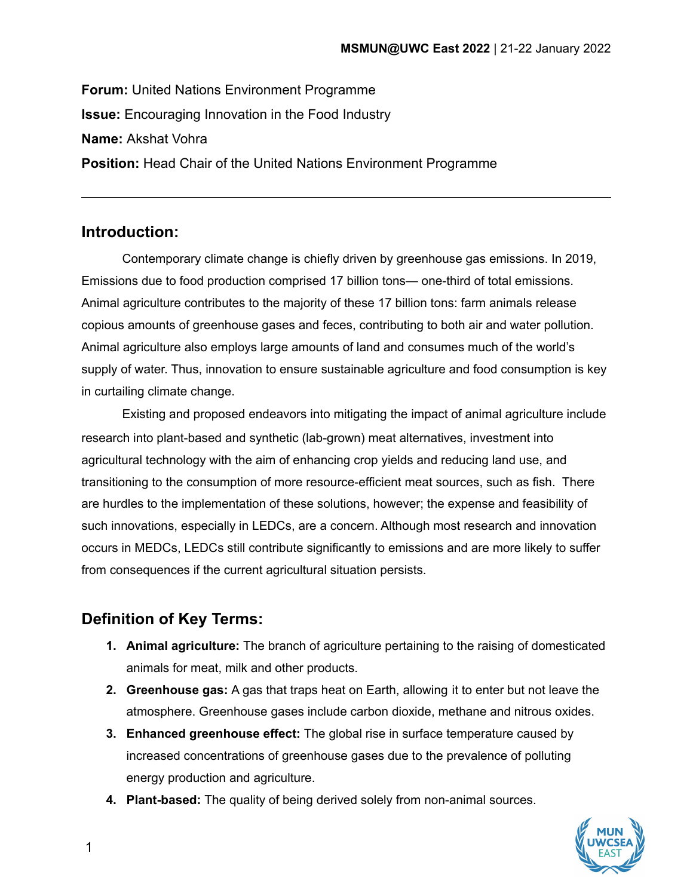**Forum:** United Nations Environment Programme

**Issue:** Encouraging Innovation in the Food Industry

**Name:** Akshat Vohra

**Position:** Head Chair of the United Nations Environment Programme

---

## Introduction:

Contemporary climate change is chiefly driven by greenhouse gas emissions. In 2019, Emissions due to food production comprised 17 billion tons— one-third of total emissions. Animal agriculture contributes to the majority of these 17 billion tons: farm animals release copious amounts of greenhouse gases and feces, contributing to both air and water pollution. Animal agriculture also employs large amounts of land and consumes much of the world's supply of water. Thus, innovation to ensure sustainable agriculture and food consumption is key in curtailing climate change.

Existing and proposed endeavors into mitigating the impact of animal agriculture include research into plant-based and synthetic (lab-grown) meat alternatives, investment into agricultural technology with the aim of enhancing crop yields and reducing land use, and transitioning to the consumption of more resource-efficient meat sources, such as fish. There are hurdles to the implementation of these solutions, however; the expense and feasibility of such innovations, especially in LEDCs, are a concern. Although most research and innovation occurs in MEDCs, LEDCs still contribute significantly to emissions and are more likely to suffer from consequences if the current agricultural situation persists.

## Definition of Key Terms:

1. **Animal agriculture:** The branch of agriculture pertaining to the raising of domesticated animals for meat, milk and other products.
2. **Greenhouse gas:** A gas that traps heat on Earth, allowing it to enter but not leave the atmosphere. Greenhouse gases include carbon dioxide, methane and nitrous oxides.
3. **Enhanced greenhouse effect:** The global rise in surface temperature caused by increased concentrations of greenhouse gases due to the prevalence of polluting energy production and agriculture.
4. **Plant-based:** The quality of being derived solely from non-animal sources.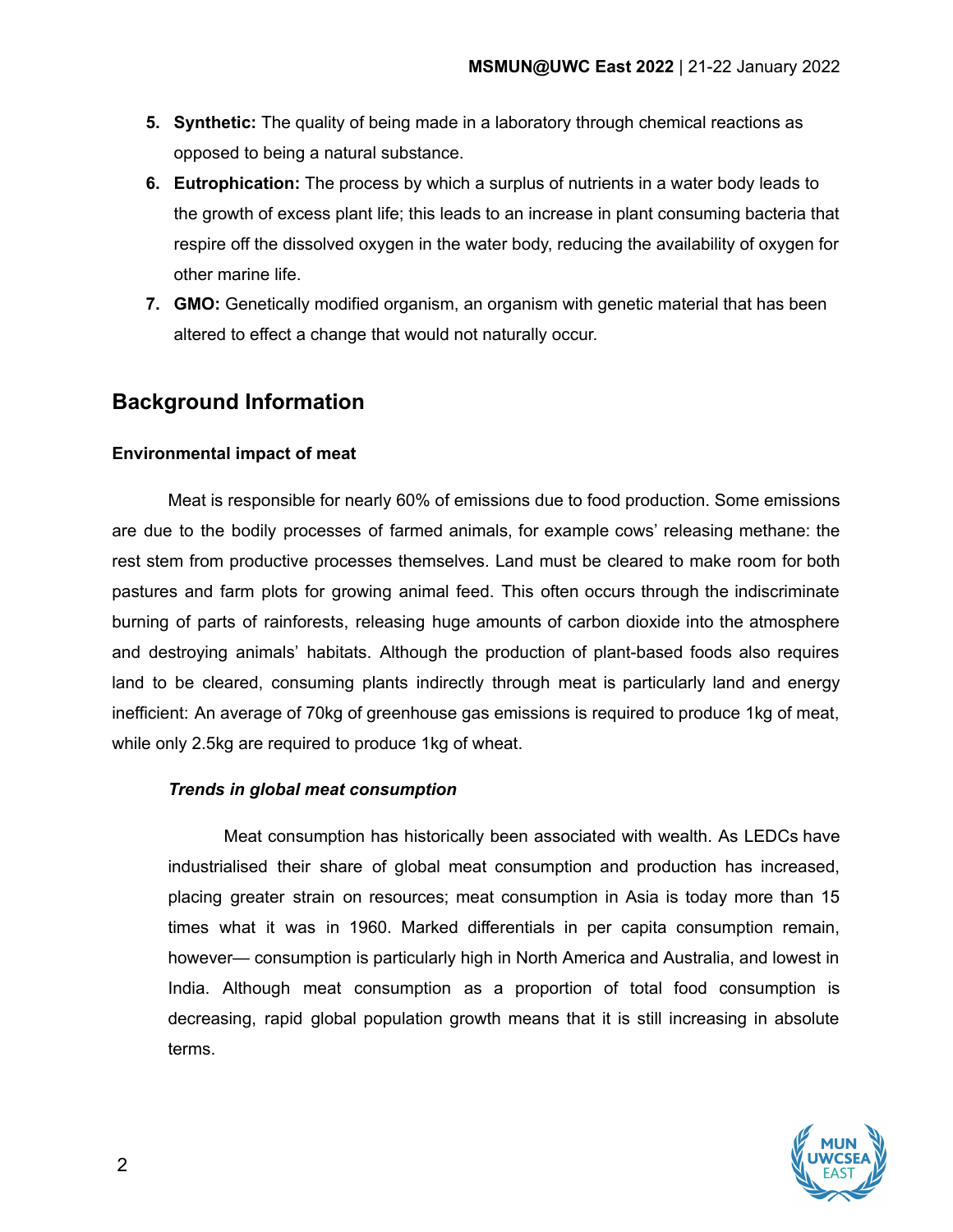5. **Synthetic:** The quality of being made in a laboratory through chemical reactions as opposed to being a natural substance.
6. **Eutrophication:** The process by which a surplus of nutrients in a water body leads to the growth of excess plant life; this leads to an increase in plant consuming bacteria that respire off the dissolved oxygen in the water body, reducing the availability of oxygen for other marine life.
7. **GMO:** Genetically modified organism, an organism with genetic material that has been altered to effect a change that would not naturally occur.

## Background Information

### Environmental impact of meat

Meat is responsible for nearly 60% of emissions due to food production. Some emissions are due to the bodily processes of farmed animals, for example cows' releasing methane: the rest stem from productive processes themselves. Land must be cleared to make room for both pastures and farm plots for growing animal feed. This often occurs through the indiscriminate burning of parts of rainforests, releasing huge amounts of carbon dioxide into the atmosphere and destroying animals' habitats. Although the production of plant-based foods also requires land to be cleared, consuming plants indirectly through meat is particularly land and energy inefficient: An average of 70kg of greenhouse gas emissions is required to produce 1kg of meat, while only 2.5kg are required to produce 1kg of wheat.

#### *Trends in global meat consumption*

Meat consumption has historically been associated with wealth. As LEDCs have industrialised their share of global meat consumption and production has increased, placing greater strain on resources; meat consumption in Asia is today more than 15 times what it was in 1960. Marked differentials in per capita consumption remain, however— consumption is particularly high in North America and Australia, and lowest in India. Although meat consumption as a proportion of total food consumption is decreasing, rapid global population growth means that it is still increasing in absolute terms.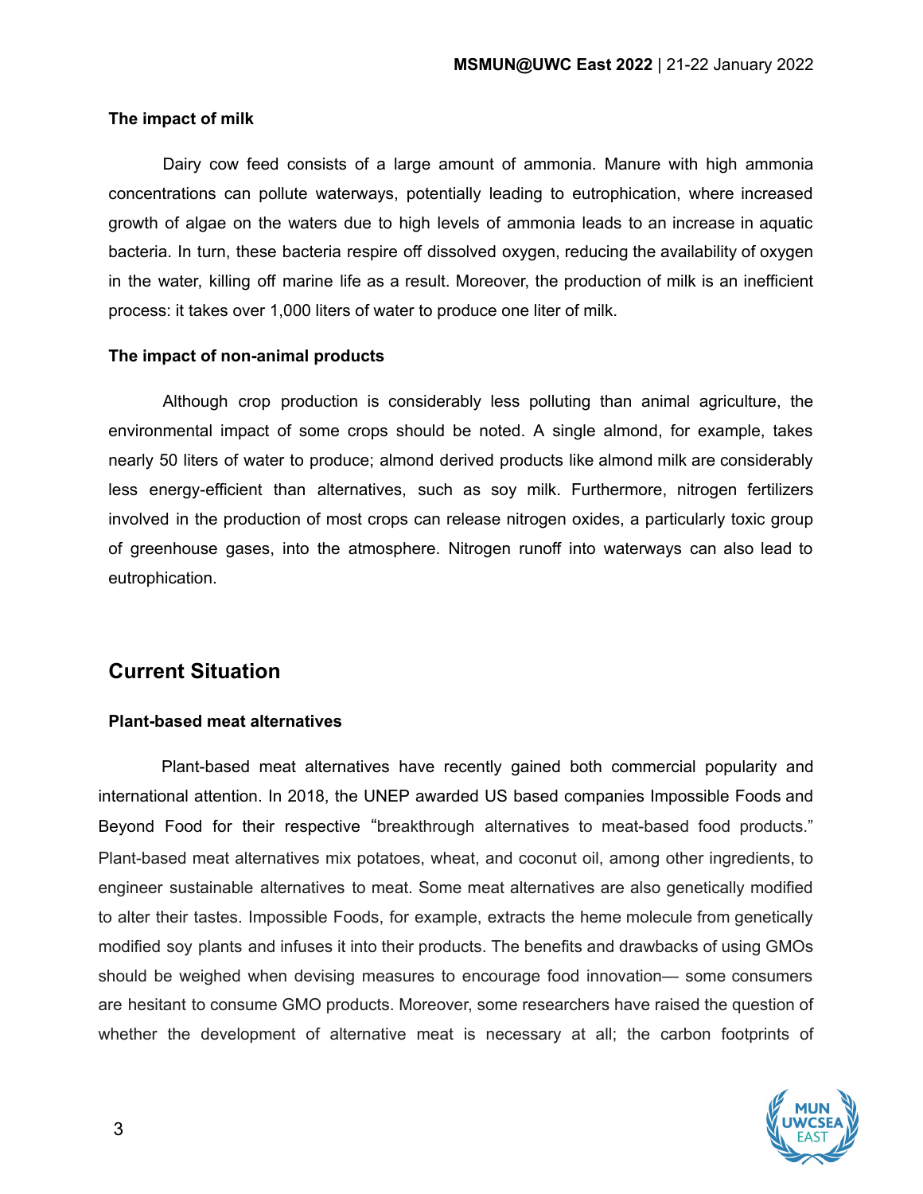### The impact of milk

Dairy cow feed consists of a large amount of ammonia. Manure with high ammonia concentrations can pollute waterways, potentially leading to eutrophication, where increased growth of algae on the waters due to high levels of ammonia leads to an increase in aquatic bacteria. In turn, these bacteria respire off dissolved oxygen, reducing the availability of oxygen in the water, killing off marine life as a result. Moreover, the production of milk is an inefficient process: it takes over 1,000 liters of water to produce one liter of milk.

### The impact of non-animal products

Although crop production is considerably less polluting than animal agriculture, the environmental impact of some crops should be noted. A single almond, for example, takes nearly 50 liters of water to produce; almond derived products like almond milk are considerably less energy-efficient than alternatives, such as soy milk. Furthermore, nitrogen fertilizers involved in the production of most crops can release nitrogen oxides, a particularly toxic group of greenhouse gases, into the atmosphere. Nitrogen runoff into waterways can also lead to eutrophication.

## Current Situation

### Plant-based meat alternatives

Plant-based meat alternatives have recently gained both commercial popularity and international attention. In 2018, the UNEP awarded US based companies Impossible Foods and Beyond Food for their respective "breakthrough alternatives to meat-based food products." Plant-based meat alternatives mix potatoes, wheat, and coconut oil, among other ingredients, to engineer sustainable alternatives to meat. Some meat alternatives are also genetically modified to alter their tastes. Impossible Foods, for example, extracts the heme molecule from genetically modified soy plants and infuses it into their products. The benefits and drawbacks of using GMOs should be weighed when devising measures to encourage food innovation— some consumers are hesitant to consume GMO products. Moreover, some researchers have raised the question of whether the development of alternative meat is necessary at all; the carbon footprints of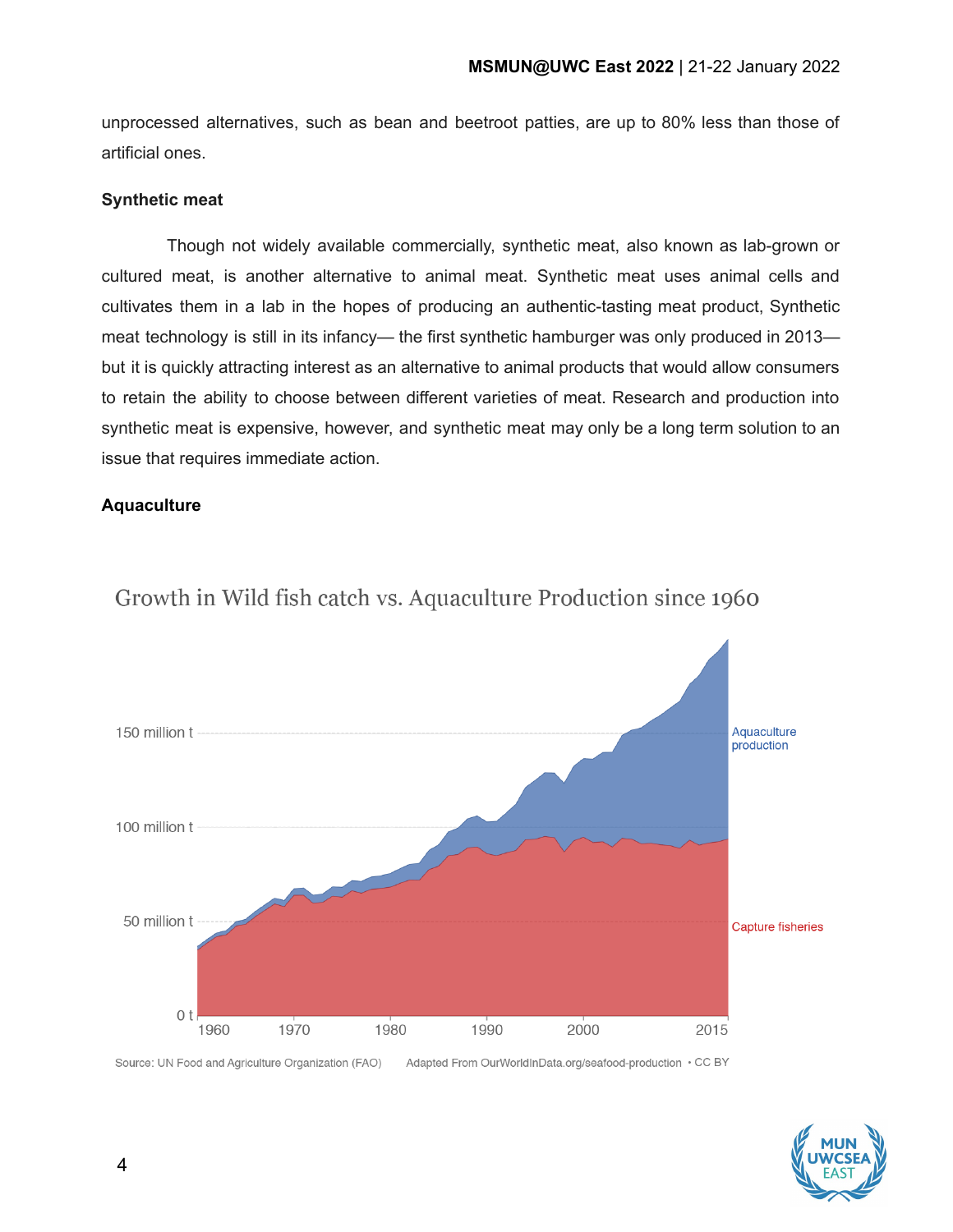unprocessed alternatives, such as bean and beetroot patties, are up to 80% less than those of artificial ones.

**Synthetic meat**

Though not widely available commercially, synthetic meat, also known as lab-grown or cultured meat, is another alternative to animal meat. Synthetic meat uses animal cells and cultivates them in a lab in the hopes of producing an authentic-tasting meat product, Synthetic meat technology is still in its infancy— the first synthetic hamburger was only produced in 2013— but it is quickly attracting interest as an alternative to animal products that would allow consumers to retain the ability to choose between different varieties of meat. Research and production into synthetic meat is expensive, however, and synthetic meat may only be a long term solution to an issue that requires immediate action.

**Aquaculture**

Growth in Wild fish catch vs. Aquaculture Production since 1960

Source: UN Food and Agriculture Organization (FAO) Adapted From OurWorldInData.org/seafood-production • CC BY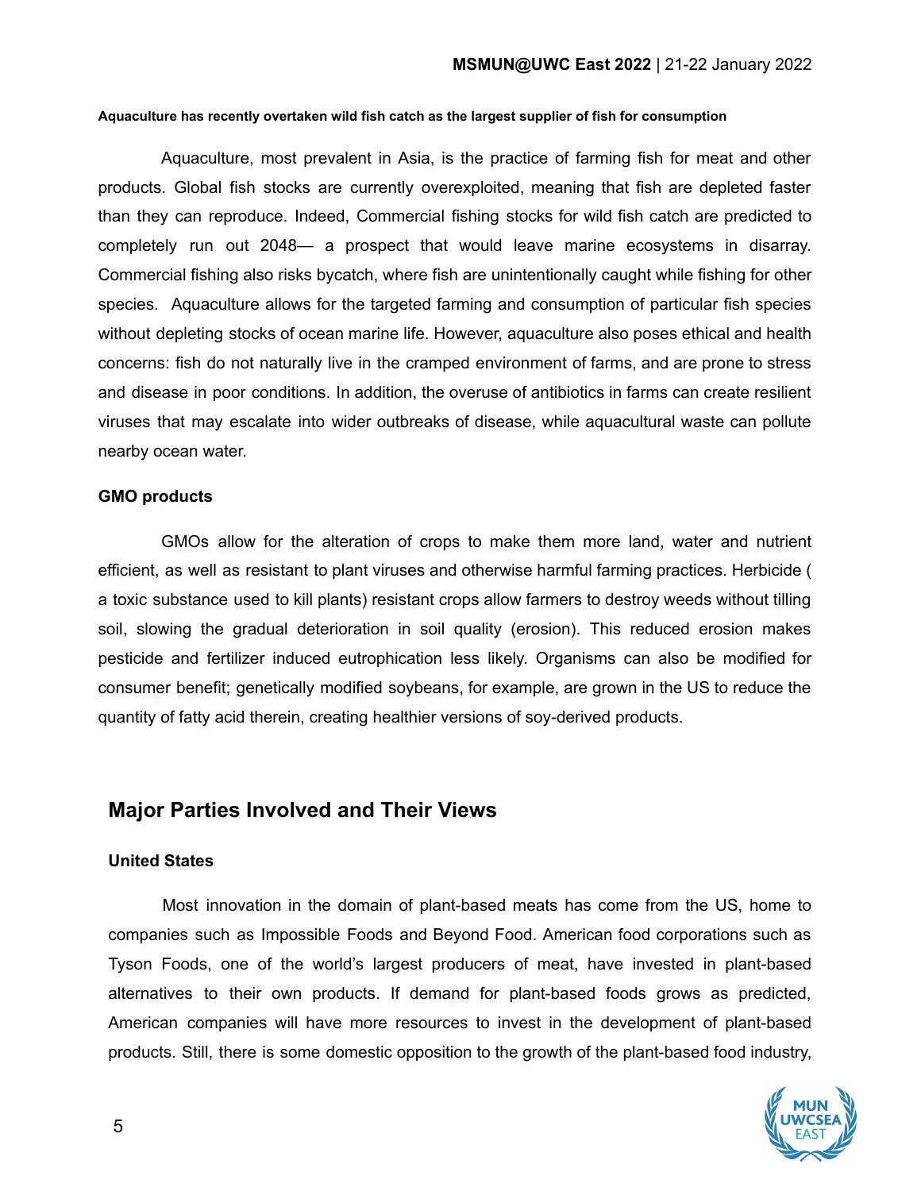**Aquaculture has recently overtaken wild fish catch as the largest supplier of fish for consumption**

Aquaculture, most prevalent in Asia, is the practice of farming fish for meat and other products. Global fish stocks are currently overexploited, meaning that fish are depleted faster than they can reproduce. Indeed, Commercial fishing stocks for wild fish catch are predicted to completely run out 2048— a prospect that would leave marine ecosystems in disarray. Commercial fishing also risks bycatch, where fish are unintentionally caught while fishing for other species. Aquaculture allows for the targeted farming and consumption of particular fish species without depleting stocks of ocean marine life. However, aquaculture also poses ethical and health concerns: fish do not naturally live in the cramped environment of farms, and are prone to stress and disease in poor conditions. In addition, the overuse of antibiotics in farms can create resilient viruses that may escalate into wider outbreaks of disease, while aquacultural waste can pollute nearby ocean water.

**GMO products**

GMOs allow for the alteration of crops to make them more land, water and nutrient efficient, as well as resistant to plant viruses and otherwise harmful farming practices. Herbicide ( a toxic substance used to kill plants) resistant crops allow farmers to destroy weeds without tilling soil, slowing the gradual deterioration in soil quality (erosion). This reduced erosion makes pesticide and fertilizer induced eutrophication less likely. Organisms can also be modified for consumer benefit; genetically modified soybeans, for example, are grown in the US to reduce the quantity of fatty acid therein, creating healthier versions of soy-derived products.

## Major Parties Involved and Their Views

**United States**

Most innovation in the domain of plant-based meats has come from the US, home to companies such as Impossible Foods and Beyond Food. American food corporations such as Tyson Foods, one of the world's largest producers of meat, have invested in plant-based alternatives to their own products. If demand for plant-based foods grows as predicted, American companies will have more resources to invest in the development of plant-based products. Still, there is some domestic opposition to the growth of the plant-based food industry,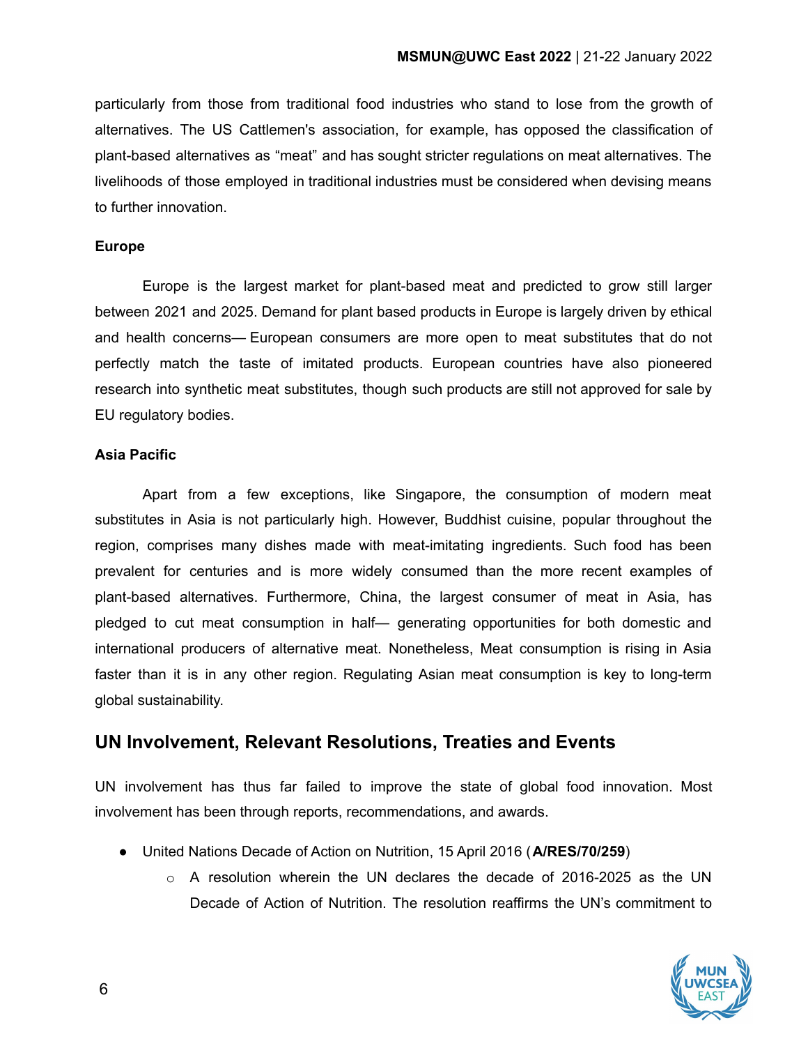particularly from those from traditional food industries who stand to lose from the growth of alternatives. The US Cattlemen's association, for example, has opposed the classification of plant-based alternatives as "meat" and has sought stricter regulations on meat alternatives. The livelihoods of those employed in traditional industries must be considered when devising means to further innovation.

**Europe**

Europe is the largest market for plant-based meat and predicted to grow still larger between 2021 and 2025. Demand for plant based products in Europe is largely driven by ethical and health concerns— European consumers are more open to meat substitutes that do not perfectly match the taste of imitated products. European countries have also pioneered research into synthetic meat substitutes, though such products are still not approved for sale by EU regulatory bodies.

**Asia Pacific**

Apart from a few exceptions, like Singapore, the consumption of modern meat substitutes in Asia is not particularly high. However, Buddhist cuisine, popular throughout the region, comprises many dishes made with meat-imitating ingredients. Such food has been prevalent for centuries and is more widely consumed than the more recent examples of plant-based alternatives. Furthermore, China, the largest consumer of meat in Asia, has pledged to cut meat consumption in half— generating opportunities for both domestic and international producers of alternative meat. Nonetheless, Meat consumption is rising in Asia faster than it is in any other region. Regulating Asian meat consumption is key to long-term global sustainability.

## UN Involvement, Relevant Resolutions, Treaties and Events

UN involvement has thus far failed to improve the state of global food innovation. Most involvement has been through reports, recommendations, and awards.

- United Nations Decade of Action on Nutrition, 15 April 2016 (**A/RES/70/259**)
  - A resolution wherein the UN declares the decade of 2016-2025 as the UN Decade of Action of Nutrition. The resolution reaffirms the UN's commitment to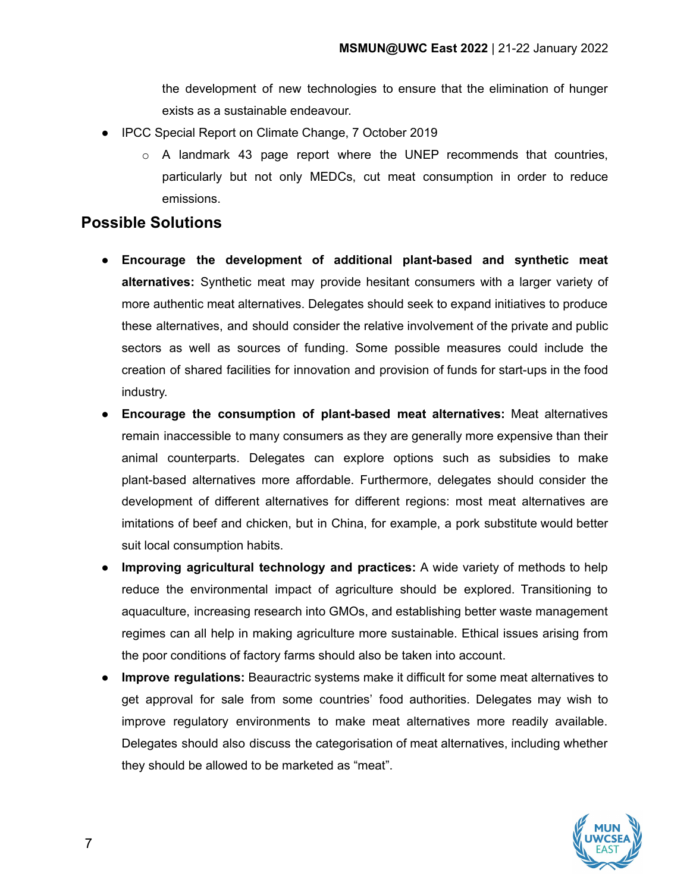the development of new technologies to ensure that the elimination of hunger exists as a sustainable endeavour.

- IPCC Special Report on Climate Change, 7 October 2019
    - A landmark 43 page report where the UNEP recommends that countries, particularly but not only MEDCs, cut meat consumption in order to reduce emissions.

## Possible Solutions

- **Encourage the development of additional plant-based and synthetic meat alternatives:** Synthetic meat may provide hesitant consumers with a larger variety of more authentic meat alternatives. Delegates should seek to expand initiatives to produce these alternatives, and should consider the relative involvement of the private and public sectors as well as sources of funding. Some possible measures could include the creation of shared facilities for innovation and provision of funds for start-ups in the food industry.
- **Encourage the consumption of plant-based meat alternatives:** Meat alternatives remain inaccessible to many consumers as they are generally more expensive than their animal counterparts. Delegates can explore options such as subsidies to make plant-based alternatives more affordable. Furthermore, delegates should consider the development of different alternatives for different regions: most meat alternatives are imitations of beef and chicken, but in China, for example, a pork substitute would better suit local consumption habits.
- **Improving agricultural technology and practices:** A wide variety of methods to help reduce the environmental impact of agriculture should be explored. Transitioning to aquaculture, increasing research into GMOs, and establishing better waste management regimes can all help in making agriculture more sustainable. Ethical issues arising from the poor conditions of factory farms should also be taken into account.
- **Improve regulations:** Beauractric systems make it difficult for some meat alternatives to get approval for sale from some countries' food authorities. Delegates may wish to improve regulatory environments to make meat alternatives more readily available. Delegates should also discuss the categorisation of meat alternatives, including whether they should be allowed to be marketed as "meat".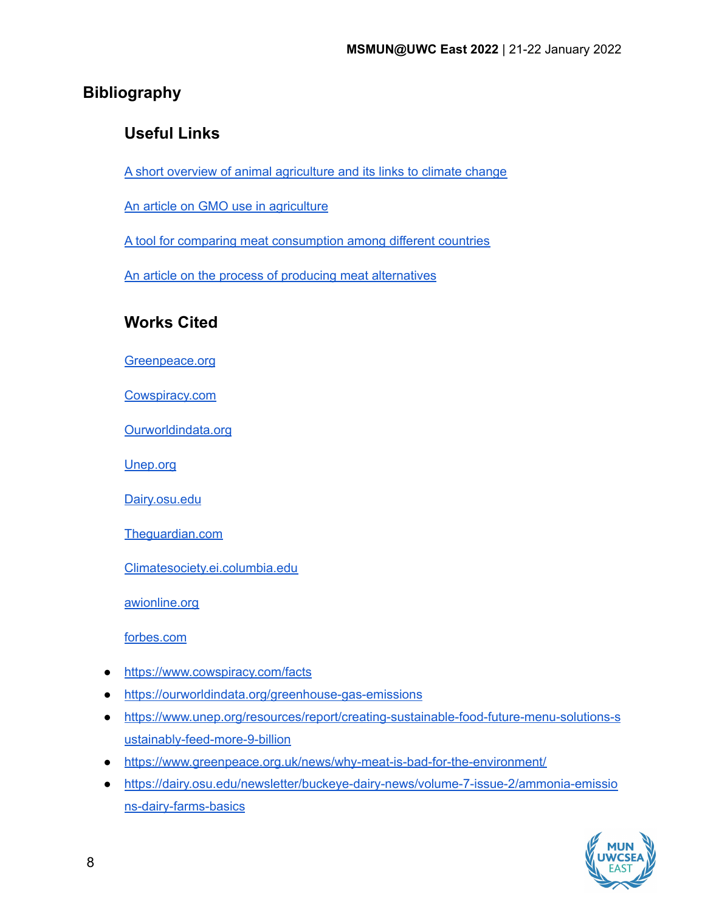## Bibliography

### Useful Links

A short overview of animal agriculture and its links to climate change

An article on GMO use in agriculture

A tool for comparing meat consumption among different countries

An article on the process of producing meat alternatives

### Works Cited

Greenpeace.org

Cowspiracy.com

Ourworldindata.org

Unep.org

Dairy.osu.edu

Theguardian.com

Climatesociety.ei.columbia.edu

awionline.org

forbes.com

- https://www.cowspiracy.com/facts
- https://ourworldindata.org/greenhouse-gas-emissions
- https://www.unep.org/resources/report/creating-sustainable-food-future-menu-solutions-sustainably-feed-more-9-billion
- https://www.greenpeace.org.uk/news/why-meat-is-bad-for-the-environment/
- https://dairy.osu.edu/newsletter/buckeye-dairy-news/volume-7-issue-2/ammonia-emissions-dairy-farms-basics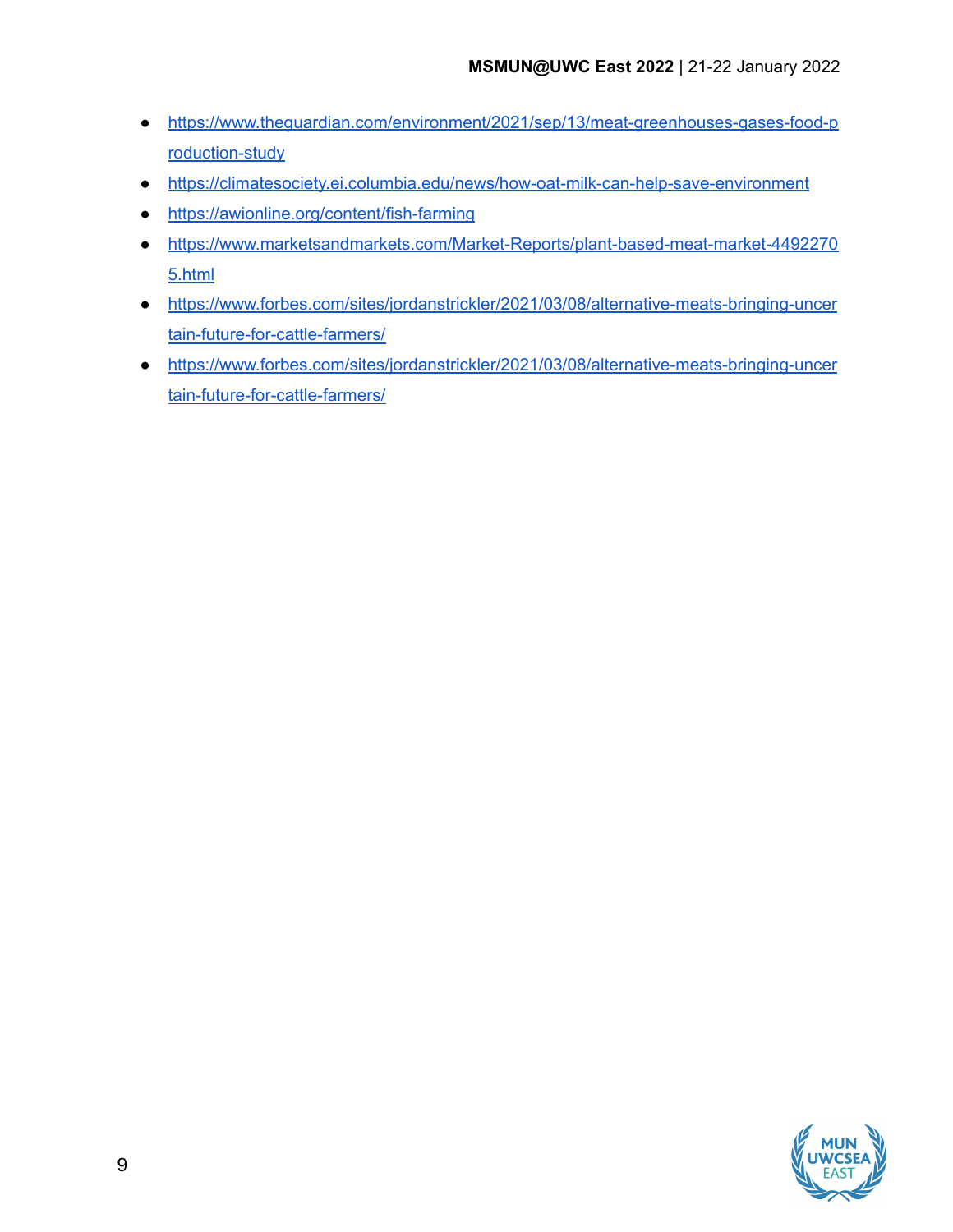- https://www.theguardian.com/environment/2021/sep/13/meat-greenhouses-gases-food-production-study
- https://climatesociety.ei.columbia.edu/news/how-oat-milk-can-help-save-environment
- https://awionline.org/content/fish-farming
- https://www.marketsandmarkets.com/Market-Reports/plant-based-meat-market-44922705.html
- https://www.forbes.com/sites/jordanstrickler/2021/03/08/alternative-meats-bringing-uncertain-future-for-cattle-farmers/
- https://www.forbes.com/sites/jordanstrickler/2021/03/08/alternative-meats-bringing-uncertain-future-for-cattle-farmers/